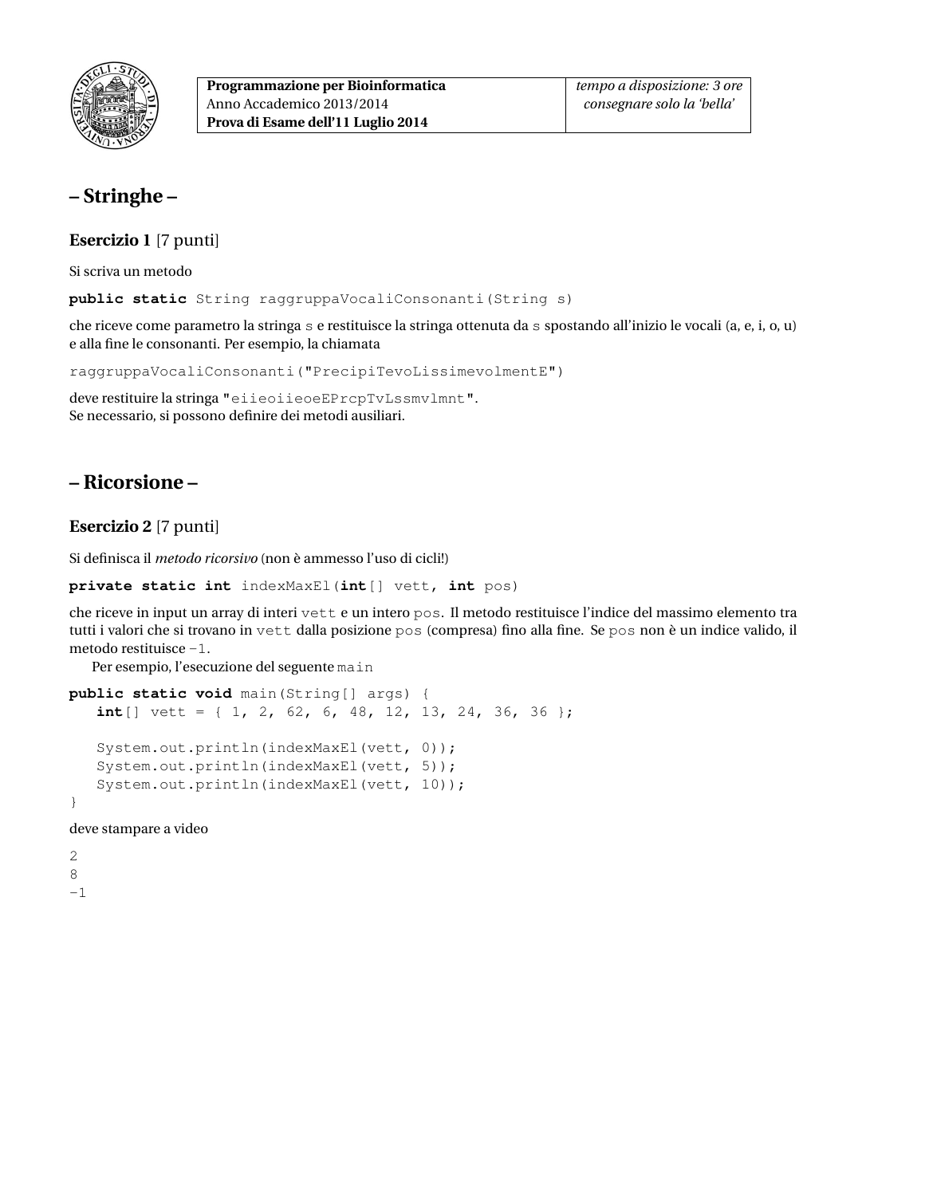| | |
|---|---|
| **Programmazione per Bioinformatica**<br>Anno Accademico 2013/2014<br>**Prova di Esame dell'11 Luglio 2014** | *tempo a disposizione: 3 ore*<br>*consegnare solo la 'bella'* |

# – Stringhe –

## **Esercizio 1** [7 punti]

Si scriva un metodo

```
public static String raggruppaVocaliConsonanti(String s)
```

che riceve come parametro la stringa `s` e restituisce la stringa ottenuta da `s` spostando all'inizio le vocali (a, e, i, o, u) e alla fine le consonanti. Per esempio, la chiamata

```
raggruppaVocaliConsonanti("PrecipiTevoLissimevolmentE")
```

deve restituire la stringa `"eiieoiieoeEPrcpTvLssmvlmnt"`.
Se necessario, si possono definire dei metodi ausiliari.

# – Ricorsione –

## **Esercizio 2** [7 punti]

Si definisca il *metodo ricorsivo* (non è ammesso l'uso di cicli!)

```
private static int indexMaxEl(int[] vett, int pos)
```

che riceve in input un array di interi `vett` e un intero `pos`. Il metodo restituisce l'indice del massimo elemento tra tutti i valori che si trovano in `vett` dalla posizione `pos` (compresa) fino alla fine. Se `pos` non è un indice valido, il metodo restituisce `-1`.

Per esempio, l'esecuzione del seguente `main`

```
public static void main(String[] args) {
   int[] vett = { 1, 2, 62, 6, 48, 12, 13, 24, 36, 36 };

   System.out.println(indexMaxEl(vett, 0));
   System.out.println(indexMaxEl(vett, 5));
   System.out.println(indexMaxEl(vett, 10));
}
```

deve stampare a video

```
2
8
-1
```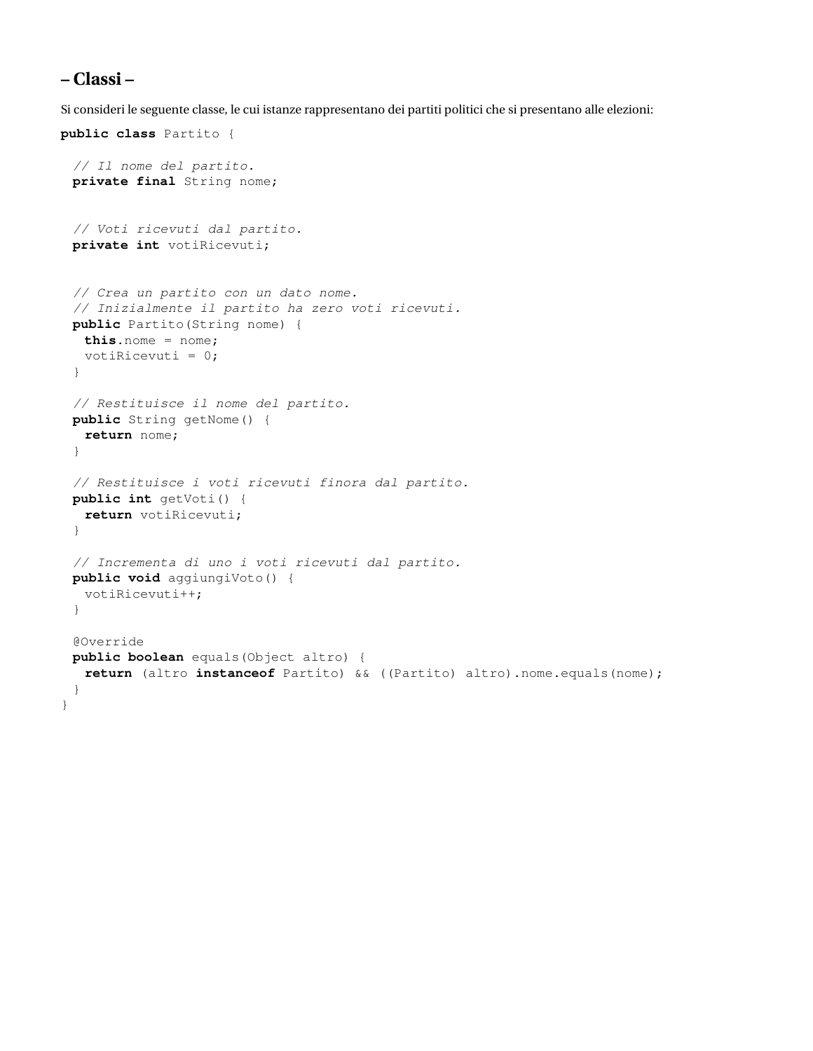## – Classi –

Si consideri le seguente classe, le cui istanze rappresentano dei partiti politici che si presentano alle elezioni:

```java
public class Partito {

  // Il nome del partito.
  private final String nome;


  // Voti ricevuti dal partito.
  private int votiRicevuti;


  // Crea un partito con un dato nome.
  // Inizialmente il partito ha zero voti ricevuti.
  public Partito(String nome) {
    this.nome = nome;
    votiRicevuti = 0;
  }

  // Restituisce il nome del partito.
  public String getNome() {
    return nome;
  }

  // Restituisce i voti ricevuti finora dal partito.
  public int getVoti() {
    return votiRicevuti;
  }

  // Incrementa di uno i voti ricevuti dal partito.
  public void aggiungiVoto() {
    votiRicevuti++;
  }

  @Override
  public boolean equals(Object altro) {
    return (altro instanceof Partito) && ((Partito) altro).nome.equals(nome);
  }
}
```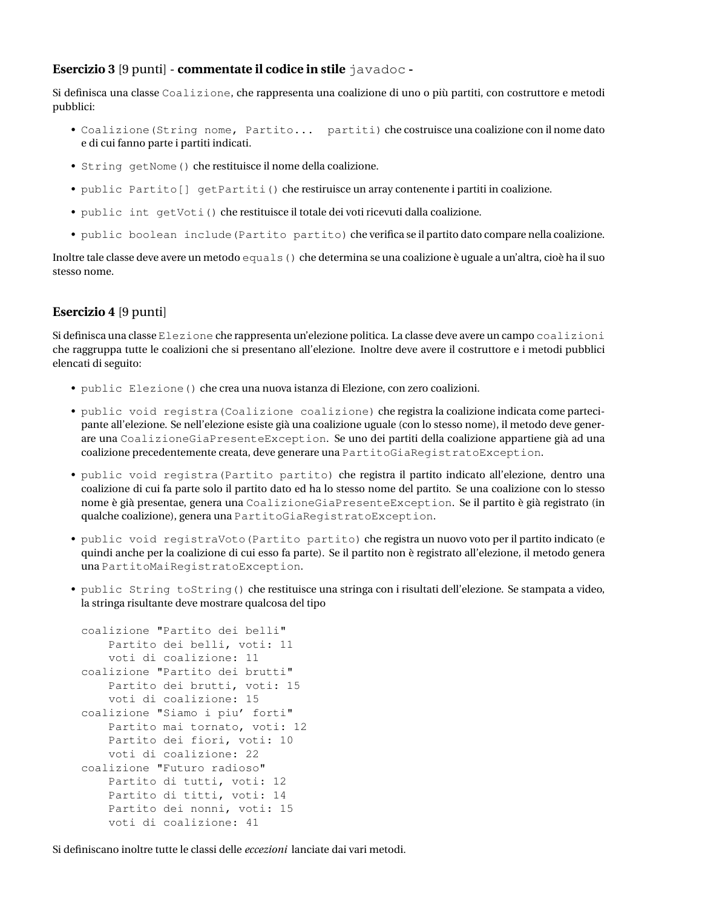**Esercizio 3** [9 punti] - **commentate il codice in stile** `javadoc` **-**

Si definisca una classe `Coalizione`, che rappresenta una coalizione di uno o più partiti, con costruttore e metodi pubblici:

- `Coalizione(String nome, Partito... partiti)` che costruisce una coalizione con il nome dato e di cui fanno parte i partiti indicati.
- `String getNome()` che restituisce il nome della coalizione.
- `public Partito[] getPartiti()` che restiruisce un array contenente i partiti in coalizione.
- `public int getVoti()` che restituisce il totale dei voti ricevuti dalla coalizione.
- `public boolean include(Partito partito)` che verifica se il partito dato compare nella coalizione.

Inoltre tale classe deve avere un metodo `equals()` che determina se una coalizione è uguale a un'altra, cioè ha il suo stesso nome.

**Esercizio 4** [9 punti]

Si definisca una classe `Elezione` che rappresenta un'elezione politica. La classe deve avere un campo `coalizioni` che raggruppa tutte le coalizioni che si presentano all'elezione. Inoltre deve avere il costruttore e i metodi pubblici elencati di seguito:

- `public Elezione()` che crea una nuova istanza di Elezione, con zero coalizioni.
- `public void registra(Coalizione coalizione)` che registra la coalizione indicata come partecipante all'elezione. Se nell'elezione esiste già una coalizione uguale (con lo stesso nome), il metodo deve generare una `CoalizioneGiaPresenteException`. Se uno dei partiti della coalizione appartiene già ad una coalizione precedentemente creata, deve generare una `PartitoGiaRegistratoException`.
- `public void registra(Partito partito)` che registra il partito indicato all'elezione, dentro una coalizione di cui fa parte solo il partito dato ed ha lo stesso nome del partito. Se una coalizione con lo stesso nome è già presentae, genera una `CoalizioneGiaPresenteException`. Se il partito è già registrato (in qualche coalizione), genera una `PartitoGiaRegistratoException`.
- `public void registraVoto(Partito partito)` che registra un nuovo voto per il partito indicato (e quindi anche per la coalizione di cui esso fa parte). Se il partito non è registrato all'elezione, il metodo genera una `PartitoMaiRegistratoException`.
- `public String toString()` che restituisce una stringa con i risultati dell'elezione. Se stampata a video, la stringa risultante deve mostrare qualcosa del tipo

```
coalizione "Partito dei belli"
    Partito dei belli, voti: 11
    voti di coalizione: 11
coalizione "Partito dei brutti"
    Partito dei brutti, voti: 15
    voti di coalizione: 15
coalizione "Siamo i piu' forti"
    Partito mai tornato, voti: 12
    Partito dei fiori, voti: 10
    voti di coalizione: 22
coalizione "Futuro radioso"
    Partito di tutti, voti: 12
    Partito di titti, voti: 14
    Partito dei nonni, voti: 15
    voti di coalizione: 41
```

Si definiscano inoltre tutte le classi delle *eccezioni* lanciate dai vari metodi.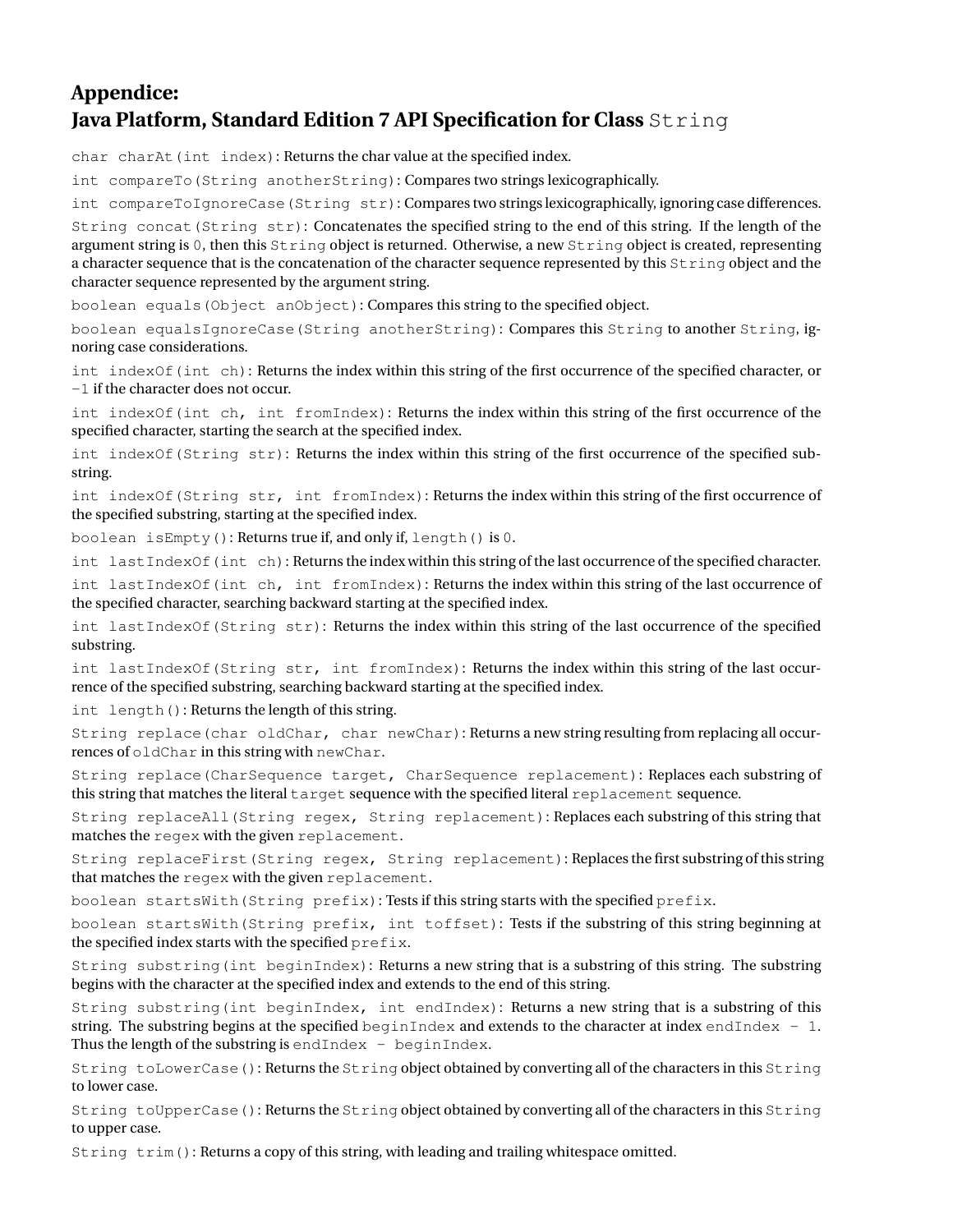# Appendice:
# Java Platform, Standard Edition 7 API Specification for Class `String`

`char charAt(int index)`: Returns the char value at the specified index.

`int compareTo(String anotherString)`: Compares two strings lexicographically.

`int compareToIgnoreCase(String str)`: Compares two strings lexicographically, ignoring case differences.

`String concat(String str)`: Concatenates the specified string to the end of this string. If the length of the argument string is `0`, then this `String` object is returned. Otherwise, a new `String` object is created, representing a character sequence that is the concatenation of the character sequence represented by this `String` object and the character sequence represented by the argument string.

`boolean equals(Object anObject)`: Compares this string to the specified object.

`boolean equalsIgnoreCase(String anotherString)`: Compares this `String` to another `String`, ignoring case considerations.

`int indexOf(int ch)`: Returns the index within this string of the first occurrence of the specified character, or `-1` if the character does not occur.

`int indexOf(int ch, int fromIndex)`: Returns the index within this string of the first occurrence of the specified character, starting the search at the specified index.

`int indexOf(String str)`: Returns the index within this string of the first occurrence of the specified substring.

`int indexOf(String str, int fromIndex)`: Returns the index within this string of the first occurrence of the specified substring, starting at the specified index.

`boolean isEmpty()`: Returns true if, and only if, `length()` is `0`.

`int lastIndexOf(int ch)`: Returns the index within this string of the last occurrence of the specified character.

`int lastIndexOf(int ch, int fromIndex)`: Returns the index within this string of the last occurrence of the specified character, searching backward starting at the specified index.

`int lastIndexOf(String str)`: Returns the index within this string of the last occurrence of the specified substring.

`int lastIndexOf(String str, int fromIndex)`: Returns the index within this string of the last occurrence of the specified substring, searching backward starting at the specified index.

`int length()`: Returns the length of this string.

`String replace(char oldChar, char newChar)`: Returns a new string resulting from replacing all occurrences of `oldChar` in this string with `newChar`.

`String replace(CharSequence target, CharSequence replacement)`: Replaces each substring of this string that matches the literal `target` sequence with the specified literal `replacement` sequence.

`String replaceAll(String regex, String replacement)`: Replaces each substring of this string that matches the `regex` with the given `replacement`.

`String replaceFirst(String regex, String replacement)`: Replaces the first substring of this string that matches the `regex` with the given `replacement`.

`boolean startsWith(String prefix)`: Tests if this string starts with the specified `prefix`.

`boolean startsWith(String prefix, int toffset)`: Tests if the substring of this string beginning at the specified index starts with the specified `prefix`.

`String substring(int beginIndex)`: Returns a new string that is a substring of this string. The substring begins with the character at the specified index and extends to the end of this string.

`String substring(int beginIndex, int endIndex)`: Returns a new string that is a substring of this string. The substring begins at the specified `beginIndex` and extends to the character at index `endIndex - 1`. Thus the length of the substring is `endIndex - beginIndex`.

`String toLowerCase()`: Returns the `String` object obtained by converting all of the characters in this `String` to lower case.

`String toUpperCase()`: Returns the `String` object obtained by converting all of the characters in this `String` to upper case.

`String trim()`: Returns a copy of this string, with leading and trailing whitespace omitted.